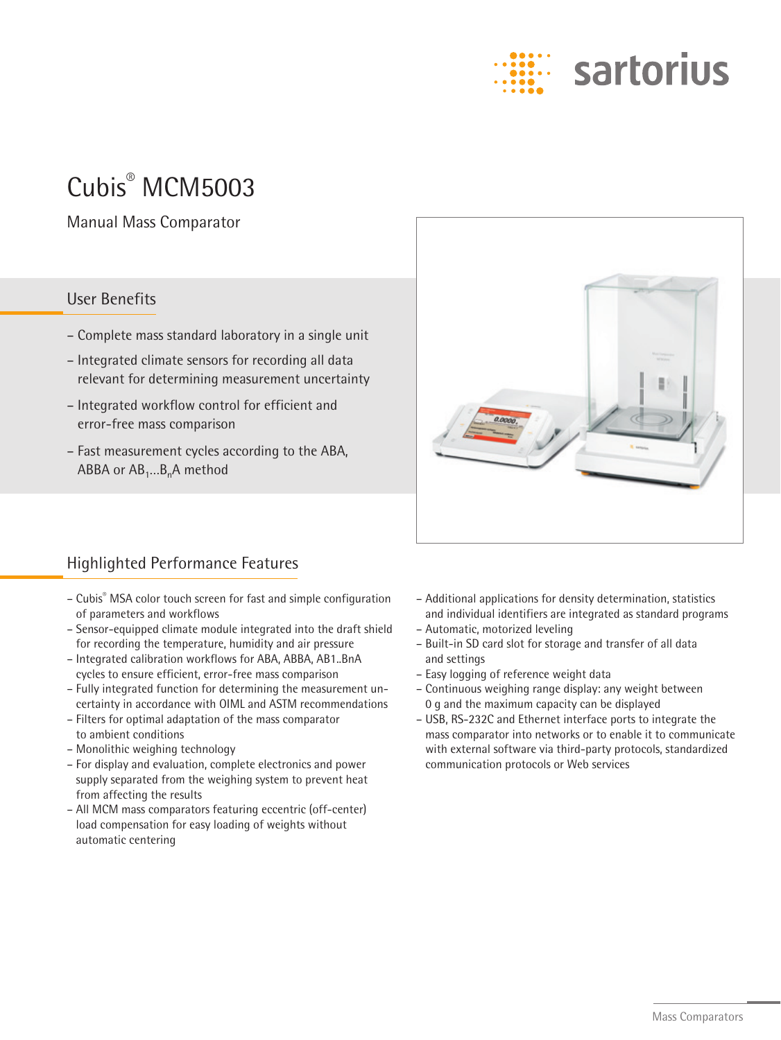# Cubis® MCM5003

Manual Mass Comparator

## User Benefits

- Complete mass standard laboratory in a single unit
- Integrated climate sensors for recording all data relevant for determining measurement uncertainty
- Integrated workflow control for efficient and error-free mass comparison
- Fast measurement cycles according to the ABA, ABBA or $AB_1...B_nA$ method

## Highlighted Performance Features

- Cubis® MSA color touch screen for fast and simple configuration of parameters and workflows
- Sensor-equipped climate module integrated into the draft shield for recording the temperature, humidity and air pressure
- Integrated calibration workflows for ABA, ABBA, AB1..BnA cycles to ensure efficient, error-free mass comparison
- Fully integrated function for determining the measurement uncertainty in accordance with OIML and ASTM recommendations
- Filters for optimal adaptation of the mass comparator to ambient conditions
- Monolithic weighing technology
- For display and evaluation, complete electronics and power supply separated from the weighing system to prevent heat from affecting the results
- All MCM mass comparators featuring eccentric (off-center) load compensation for easy loading of weights without automatic centering
- Additional applications for density determination, statistics and individual identifiers are integrated as standard programs
- Automatic, motorized leveling
- Built-in SD card slot for storage and transfer of all data and settings
- Easy logging of reference weight data
- Continuous weighing range display: any weight between 0 g and the maximum capacity can be displayed
- USB, RS-232C and Ethernet interface ports to integrate the mass comparator into networks or to enable it to communicate with external software via third-party protocols, standardized communication protocols or Web services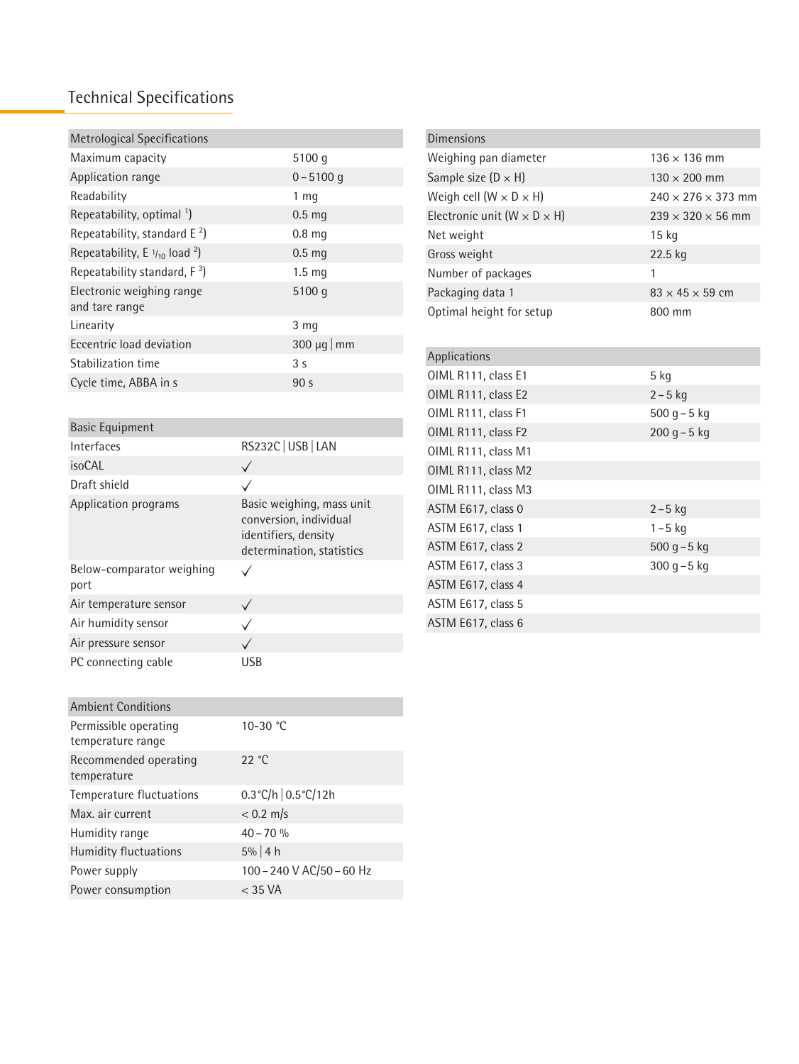## Technical Specifications

| Metrological Specifications | |
|---|---|
| Maximum capacity | 5100 g |
| Application range | 0 – 5100 g |
| Readability | 1 mg |
| Repeatability, optimal [1] | 0.5 mg |
| Repeatability, standard E [2] | 0.8 mg |
| Repeatability, E 1/10 load [2] | 0.5 mg |
| Repeatability standard, F [3] | 1.5 mg |
| Electronic weighing range and tare range | 5100 g |
| Linearity | 3 mg |
| Eccentric load deviation | 300 µg \| mm |
| Stabilization time | 3 s |
| Cycle time, ABBA in s | 90 s |

| Basic Equipment | |
|---|---|
| Interfaces | RS232C \| USB \| LAN |
| isoCAL | ✓ |
| Draft shield | ✓ |
| Application programs | Basic weighing, mass unit conversion, individual identifiers, density determination, statistics |
| Below-comparator weighing port | ✓ |
| Air temperature sensor | ✓ |
| Air humidity sensor | ✓ |
| Air pressure sensor | ✓ |
| PC connecting cable | USB |

| Ambient Conditions | |
|---|---|
| Permissible operating temperature range | 10-30 °C |
| Recommended operating temperature | 22 °C |
| Temperature fluctuations | 0.3°C/h \| 0.5°C/12h |
| Max. air current | < 0.2 m/s |
| Humidity range | 40 – 70 % |
| Humidity fluctuations | 5% \| 4 h |
| Power supply | 100 – 240 V AC/50 – 60 Hz |
| Power consumption | < 35 VA |

| Dimensions | |
|---|---|
| Weighing pan diameter | 136 × 136 mm |
| Sample size (D × H) | 130 × 200 mm |
| Weigh cell (W × D × H) | 240 × 276 × 373 mm |
| Electronic unit (W × D × H) | 239 × 320 × 56 mm |
| Net weight | 15 kg |
| Gross weight | 22.5 kg |
| Number of packages | 1 |
| Packaging data 1 | 83 × 45 × 59 cm |
| Optimal height for setup | 800 mm |

| Applications | |
|---|---|
| OIML R111, class E1 | 5 kg |
| OIML R111, class E2 | 2 – 5 kg |
| OIML R111, class F1 | 500 g – 5 kg |
| OIML R111, class F2 | 200 g – 5 kg |
| OIML R111, class M1 | |
| OIML R111, class M2 | |
| OIML R111, class M3 | |
| ASTM E617, class 0 | 2 – 5 kg |
| ASTM E617, class 1 | 1 – 5 kg |
| ASTM E617, class 2 | 500 g – 5 kg |
| ASTM E617, class 3 | 300 g – 5 kg |
| ASTM E617, class 4 | |
| ASTM E617, class 5 | |
| ASTM E617, class 6 | |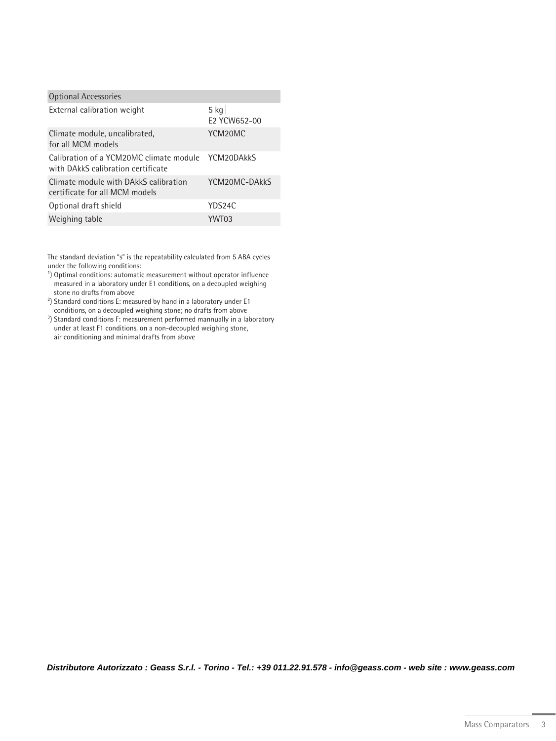| Optional Accessories | |
|---|---|
| External calibration weight | 5 kg \| E2 YCW652-00 |
| Climate module, uncalibrated, for all MCM models | YCM20MC |
| Calibration of a YCM20MC climate module with DAkkS calibration certificate | YCM20DAkkS |
| Climate module with DAkkS calibration certificate for all MCM models | YCM20MC-DAkkS |
| Optional draft shield | YDS24C |
| Weighing table | YWT03 |

The standard deviation "s" is the repeatability calculated from 5 ABA cycles under the following conditions:

[1]) Optimal conditions: automatic measurement without operator influence measured in a laboratory under E1 conditions, on a decoupled weighing stone no drafts from above

[2]) Standard conditions E: measured by hand in a laboratory under E1 conditions, on a decoupled weighing stone; no drafts from above

[3]) Standard conditions F: measurement performed mannually in a laboratory under at least F1 conditions, on a non-decoupled weighing stone, air conditioning and minimal drafts from above

***Distributore Autorizzato : Geass S.r.l. - Torino - Tel.: +39 011.22.91.578 - info@geass.com - web site : www.geass.com***